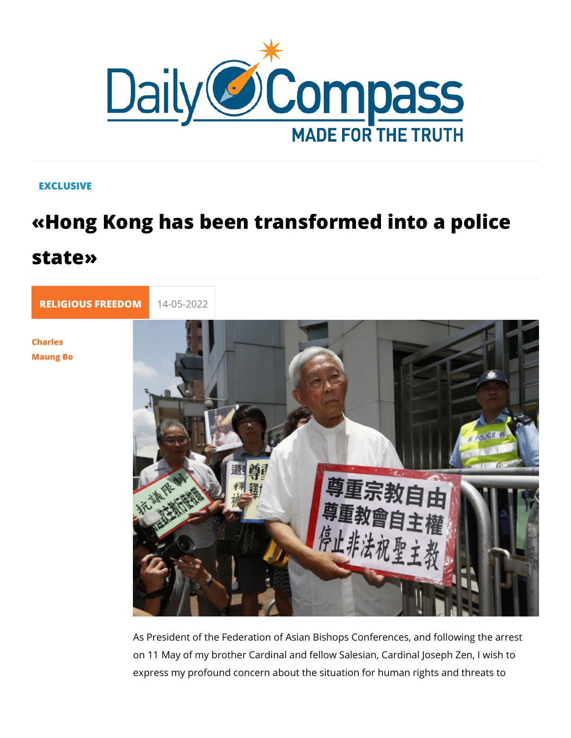EXCLUSIVE

# «Hong Kong has been transformed into a police state»

RELIGIOUS FREEDOM 14-05-2022

Charles Maung Bo

As President of the Federation of Asian Bishops Conferences, and following the arrest on 11 May of my brother Cardinal and fellow Salesian, Cardinal Joseph Zen, I wish to express my profound concern about the situation for human rights and threats to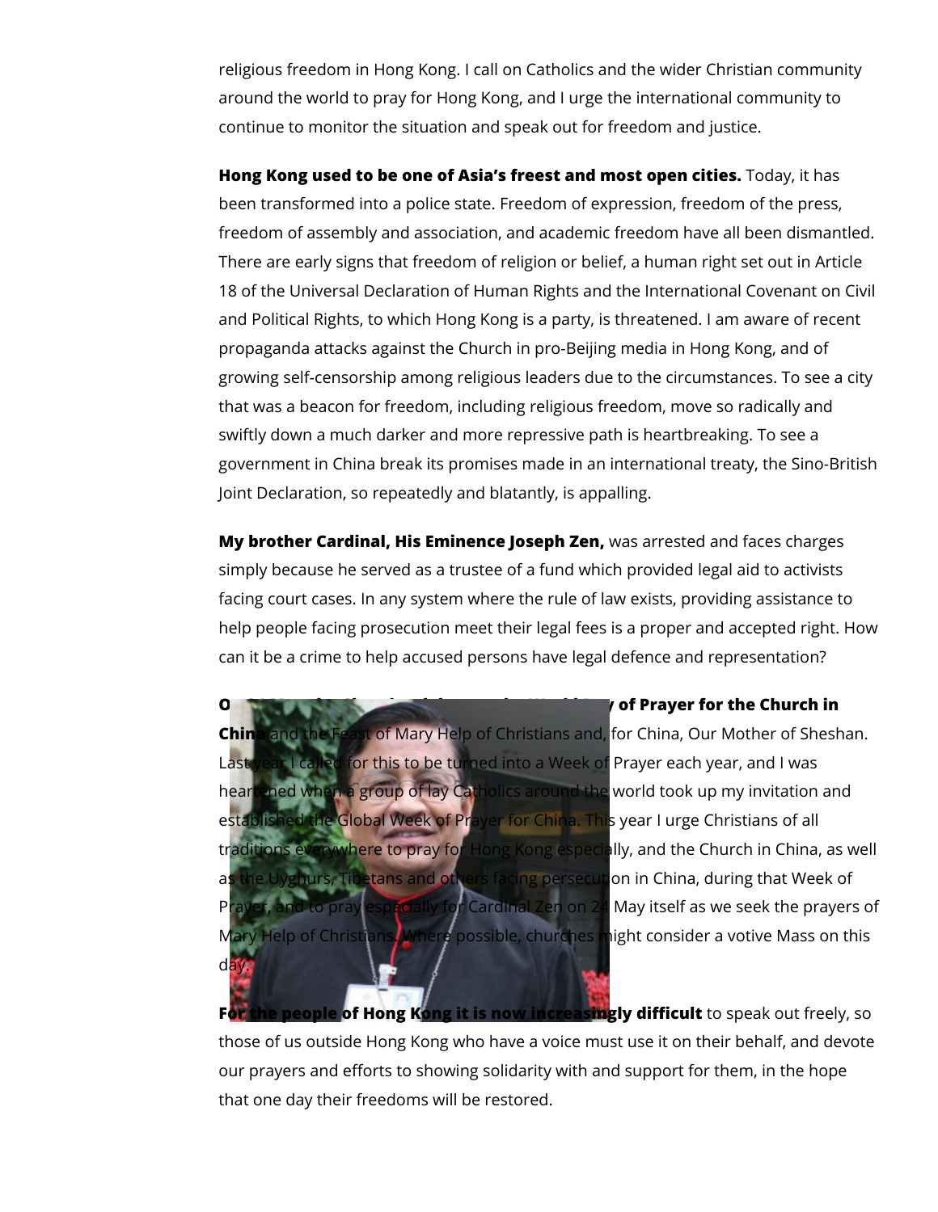religious freedom in Hong Kong. I call on Catholics and the wider Christian community around the world to pray for Hong Kong, and I urge the international community to continue to monitor the situation and speak out for freedom and justice.

**Hong Kong used to be one of Asia's freest and most open cities.** Today, it has been transformed into a police state. Freedom of expression, freedom of the press, freedom of assembly and association, and academic freedom have all been dismantled. There are early signs that freedom of religion or belief, a human right set out in Article 18 of the Universal Declaration of Human Rights and the International Covenant on Civil and Political Rights, to which Hong Kong is a party, is threatened. I am aware of recent propaganda attacks against the Church in pro-Beijing media in Hong Kong, and of growing self-censorship among religious leaders due to the circumstances. To see a city that was a beacon for freedom, including religious freedom, move so radically and swiftly down a much darker and more repressive path is heartbreaking. To see a government in China break its promises made in an international treaty, the Sino-British Joint Declaration, so repeatedly and blatantly, is appalling.

**My brother Cardinal, His Eminence Joseph Zen,** was arrested and faces charges simply because he served as a trustee of a fund which provided legal aid to activists facing court cases. In any system where the rule of law exists, providing assistance to help people facing prosecution meet their legal fees is a proper and accepted right. How can it be a crime to help accused persons have legal defence and representation?

**On 24 May the Church celebrates the World Day of Prayer for the Church in China** and the Feast of Mary Help of Christians and, for China, Our Mother of Sheshan. Last year I called for this to be turned into a Week of Prayer each year, and I was heartened when a group of lay Catholics around the world took up my invitation and established the Global Week of Prayer for China. This year I urge Christians of all traditions everywhere to pray for Hong Kong especially, and the Church in China, as well as the Uyghurs, Tibetans and others facing persecution in China, during that Week of Prayer, and to pray especially for Cardinal Zen on 24 May itself as we seek the prayers of Mary Help of Christians. Where possible, churches might consider a votive Mass on this day.

**For the people of Hong Kong it is now increasingly difficult** to speak out freely, so those of us outside Hong Kong who have a voice must use it on their behalf, and devote our prayers and efforts to showing solidarity with and support for them, in the hope that one day their freedoms will be restored.